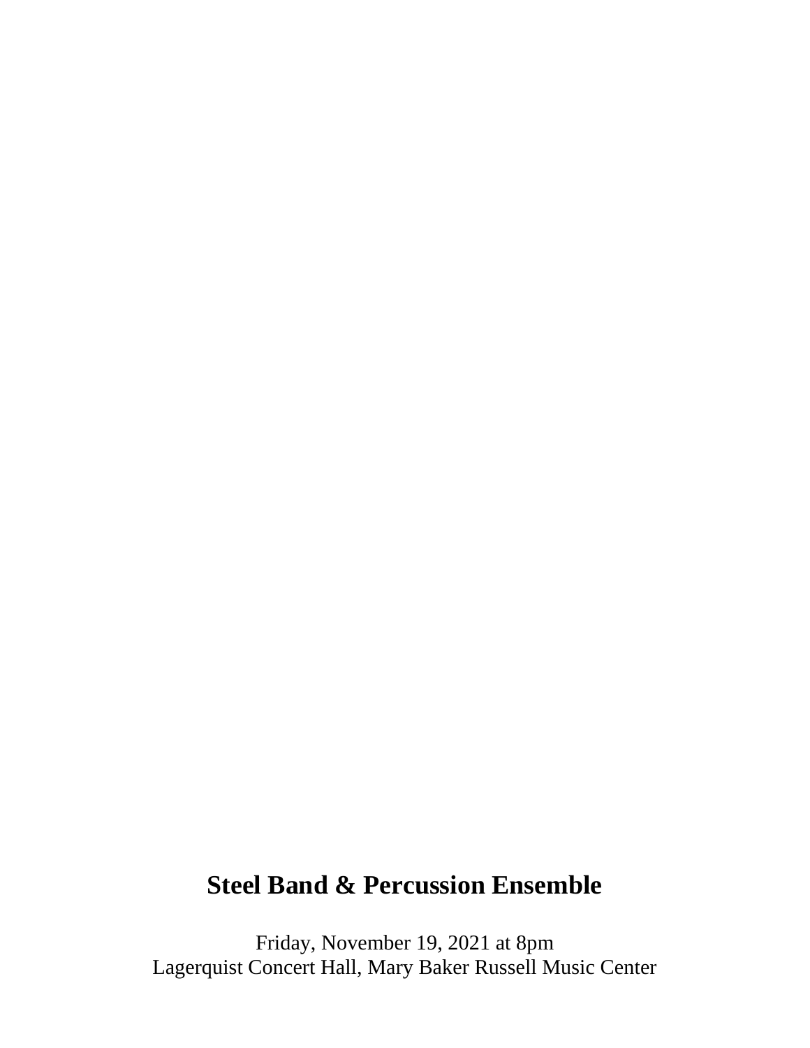# Steel Band & Percussion Ensemble

Friday, November 19, 2021 at 8pm
Lagerquist Concert Hall, Mary Baker Russell Music Center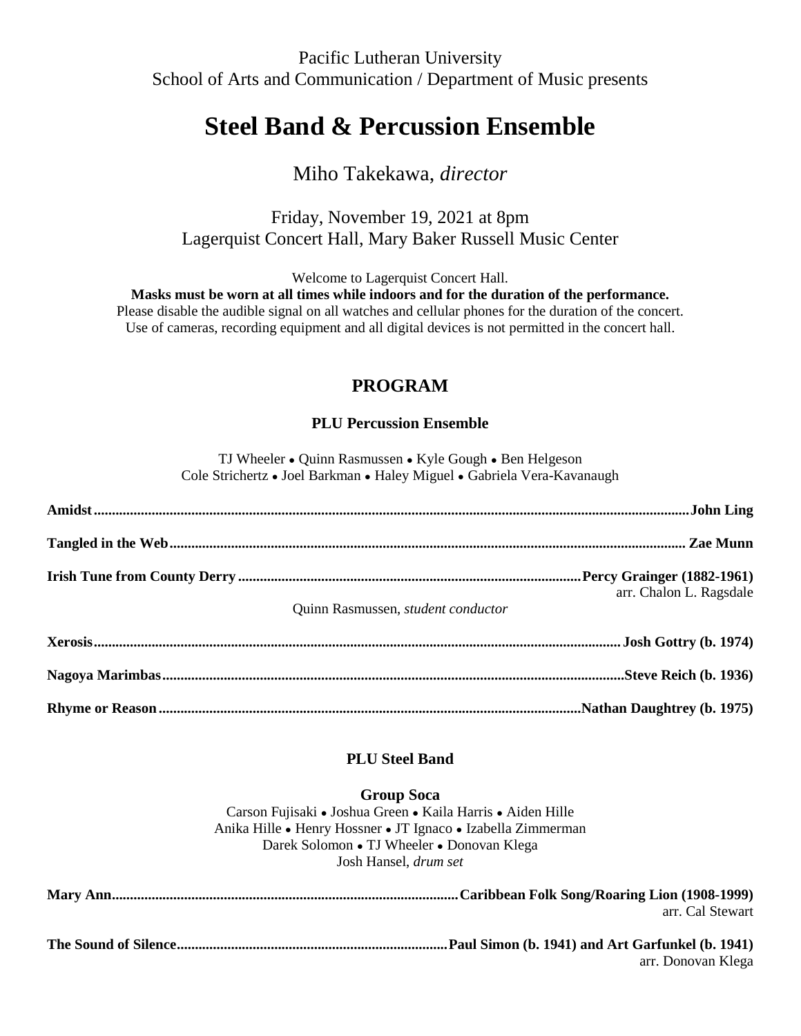Pacific Lutheran University
School of Arts and Communication / Department of Music presents

# Steel Band & Percussion Ensemble

Miho Takekawa, *director*

Friday, November 19, 2021 at 8pm
Lagerquist Concert Hall, Mary Baker Russell Music Center

Welcome to Lagerquist Concert Hall.
**Masks must be worn at all times while indoors and for the duration of the performance.**
Please disable the audible signal on all watches and cellular phones for the duration of the concert.
Use of cameras, recording equipment and all digital devices is not permitted in the concert hall.

## PROGRAM

### PLU Percussion Ensemble

TJ Wheeler • Quinn Rasmussen • Kyle Gough • Ben Helgeson
Cole Strichertz • Joel Barkman • Haley Miguel • Gabriela Vera-Kavanaugh

**Amidst..................John Ling**

**Tangled in the Web..................Zae Munn**

**Irish Tune from County Derry..................Percy Grainger (1882-1961)**
arr. Chalon L. Ragsdale
Quinn Rasmussen, *student conductor*

**Xerosis..................Josh Gottry (b. 1974)**

**Nagoya Marimbas..................Steve Reich (b. 1936)**

**Rhyme or Reason..................Nathan Daughtrey (b. 1975)**

### PLU Steel Band

**Group Soca**
Carson Fujisaki • Joshua Green • Kaila Harris • Aiden Hille
Anika Hille • Henry Hossner • JT Ignaco • Izabella Zimmerman
Darek Solomon • TJ Wheeler • Donovan Klega
Josh Hansel, *drum set*

**Mary Ann..................Caribbean Folk Song/Roaring Lion (1908-1999)**
arr. Cal Stewart

**The Sound of Silence..................Paul Simon (b. 1941) and Art Garfunkel (b. 1941)**
arr. Donovan Klega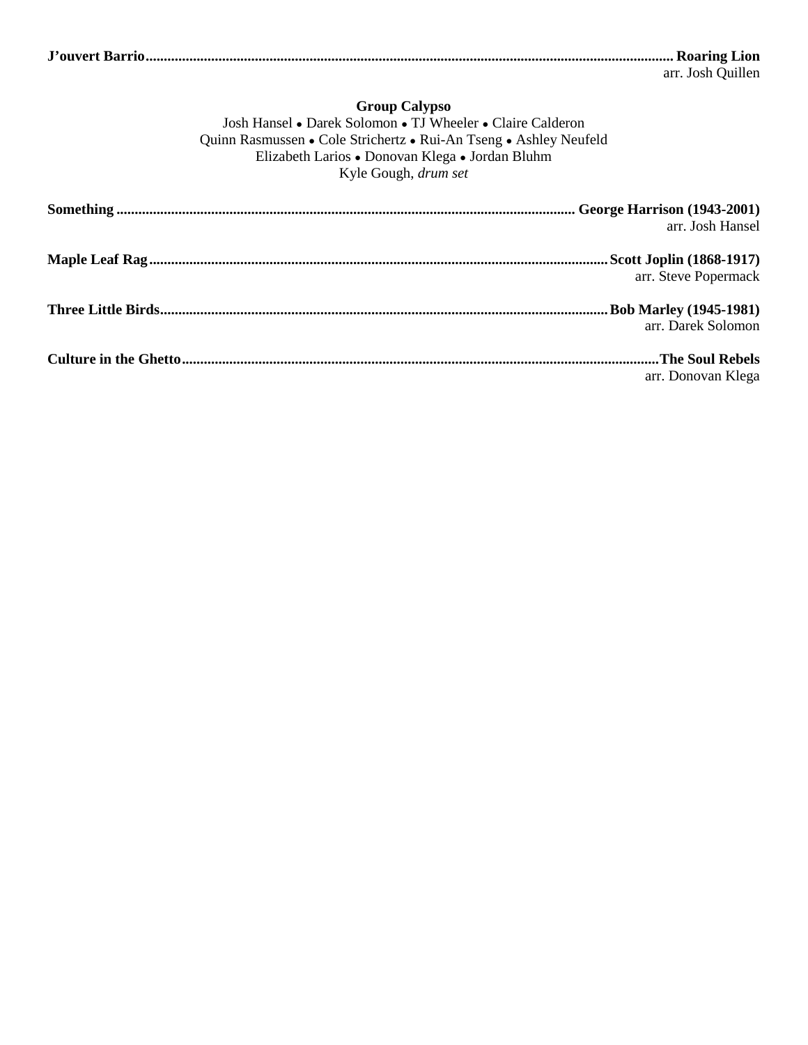**J'ouvert Barrio** ........................................................ **Roaring Lion**
arr. Josh Quillen

**Group Calypso**

Josh Hansel • Darek Solomon • TJ Wheeler • Claire Calderon
Quinn Rasmussen • Cole Strichertz • Rui-An Tseng • Ashley Neufeld
Elizabeth Larios • Donovan Klega • Jordan Bluhm
Kyle Gough, *drum set*

**Something** ........................................................ **George Harrison (1943-2001)**
arr. Josh Hansel

**Maple Leaf Rag** ........................................................ **Scott Joplin (1868-1917)**
arr. Steve Popermack

**Three Little Birds** ........................................................ **Bob Marley (1945-1981)**
arr. Darek Solomon

**Culture in the Ghetto** ........................................................ **The Soul Rebels**
arr. Donovan Klega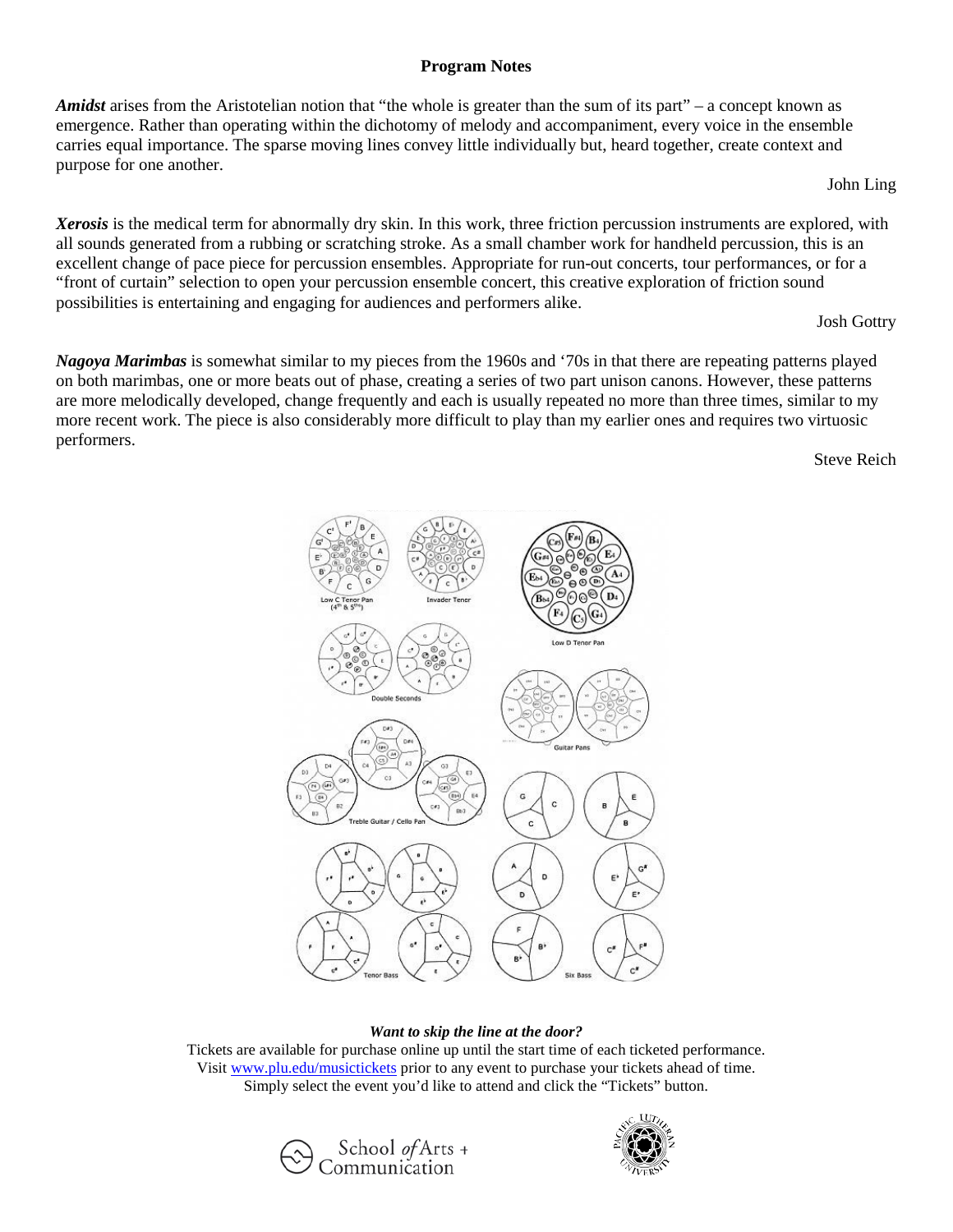## Program Notes

***Amidst*** arises from the Aristotelian notion that "the whole is greater than the sum of its part" – a concept known as emergence. Rather than operating within the dichotomy of melody and accompaniment, every voice in the ensemble carries equal importance. The sparse moving lines convey little individually but, heard together, create context and purpose for one another.

John Ling

***Xerosis*** is the medical term for abnormally dry skin. In this work, three friction percussion instruments are explored, with all sounds generated from a rubbing or scratching stroke. As a small chamber work for handheld percussion, this is an excellent change of pace piece for percussion ensembles. Appropriate for run-out concerts, tour performances, or for a "front of curtain" selection to open your percussion ensemble concert, this creative exploration of friction sound possibilities is entertaining and engaging for audiences and performers alike.

Josh Gottry

***Nagoya Marimbas*** is somewhat similar to my pieces from the 1960s and '70s in that there are repeating patterns played on both marimbas, one or more beats out of phase, creating a series of two part unison canons. However, these patterns are more melodically developed, change frequently and each is usually repeated no more than three times, similar to my more recent work. The piece is also considerably more difficult to play than my earlier ones and requires two virtuosic performers.

Steve Reich

Low C Tenor Pan (4ths & 5ths)
Invader Tenor
Low D Tenor Pan
Double Seconds
Guitar Pans
Treble Guitar / Cello Pan
Tenor Bass
Six Bass

***Want to skip the line at the door?***

Tickets are available for purchase online up until the start time of each ticketed performance.
Visit [www.plu.edu/musictickets](http://www.plu.edu/musictickets) prior to any event to purchase your tickets ahead of time.
Simply select the event you'd like to attend and click the "Tickets" button.

School of Arts + Communication